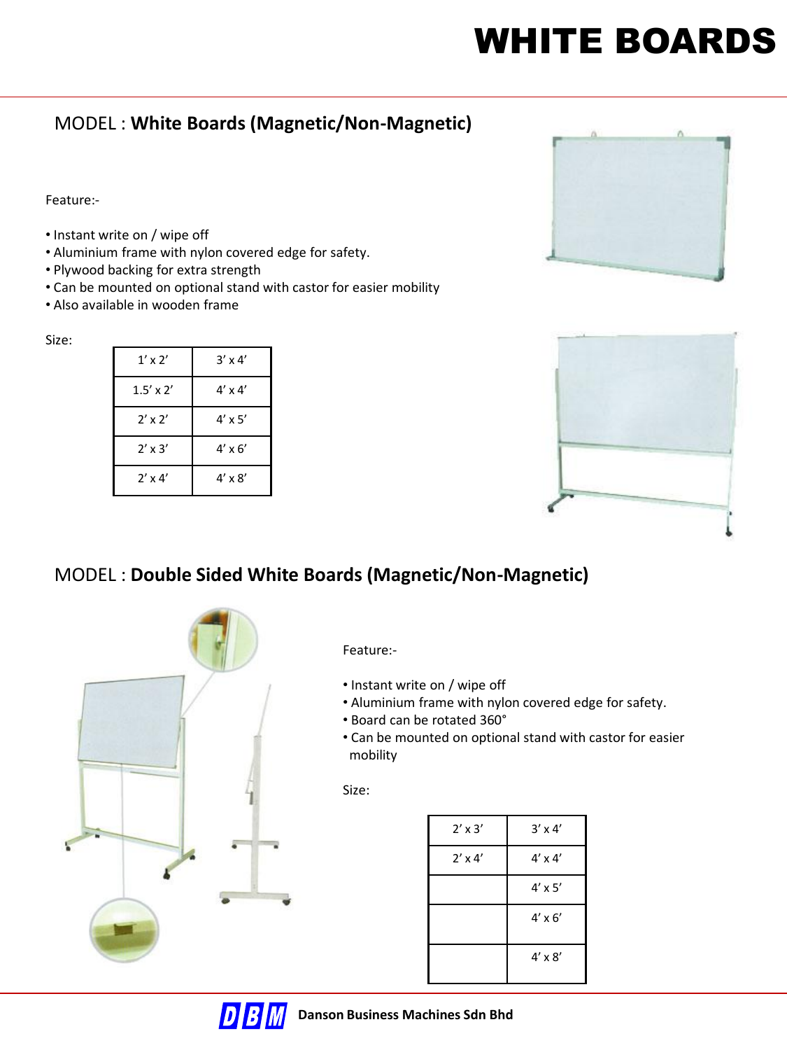# WHITE BOARDS

## MODEL : **White Boards (Magnetic/Non-Magnetic)**

Feature:-

- Instant write on / wipe off
- Aluminium frame with nylon covered edge for safety.
- Plywood backing for extra strength
- Can be mounted on optional stand with castor for easier mobility
- Also available in wooden frame

Size:

| | |
|---|---|
| 1' x 2' | 3' x 4' |
| 1.5' x 2' | 4' x 4' |
| 2' x 2' | 4' x 5' |
| 2' x 3' | 4' x 6' |
| 2' x 4' | 4' x 8' |

## MODEL : **Double Sided White Boards (Magnetic/Non-Magnetic)**

Feature:-

- Instant write on / wipe off
- Aluminium frame with nylon covered edge for safety.
- Board can be rotated 360°
- Can be mounted on optional stand with castor for easier mobility

Size:

| | |
|---|---|
| 2' x 3' | 3' x 4' |
| 2' x 4' | 4' x 4' |
| | 4' x 5' |
| | 4' x 6' |
| | 4' x 8' |

**Danson Business Machines Sdn Bhd**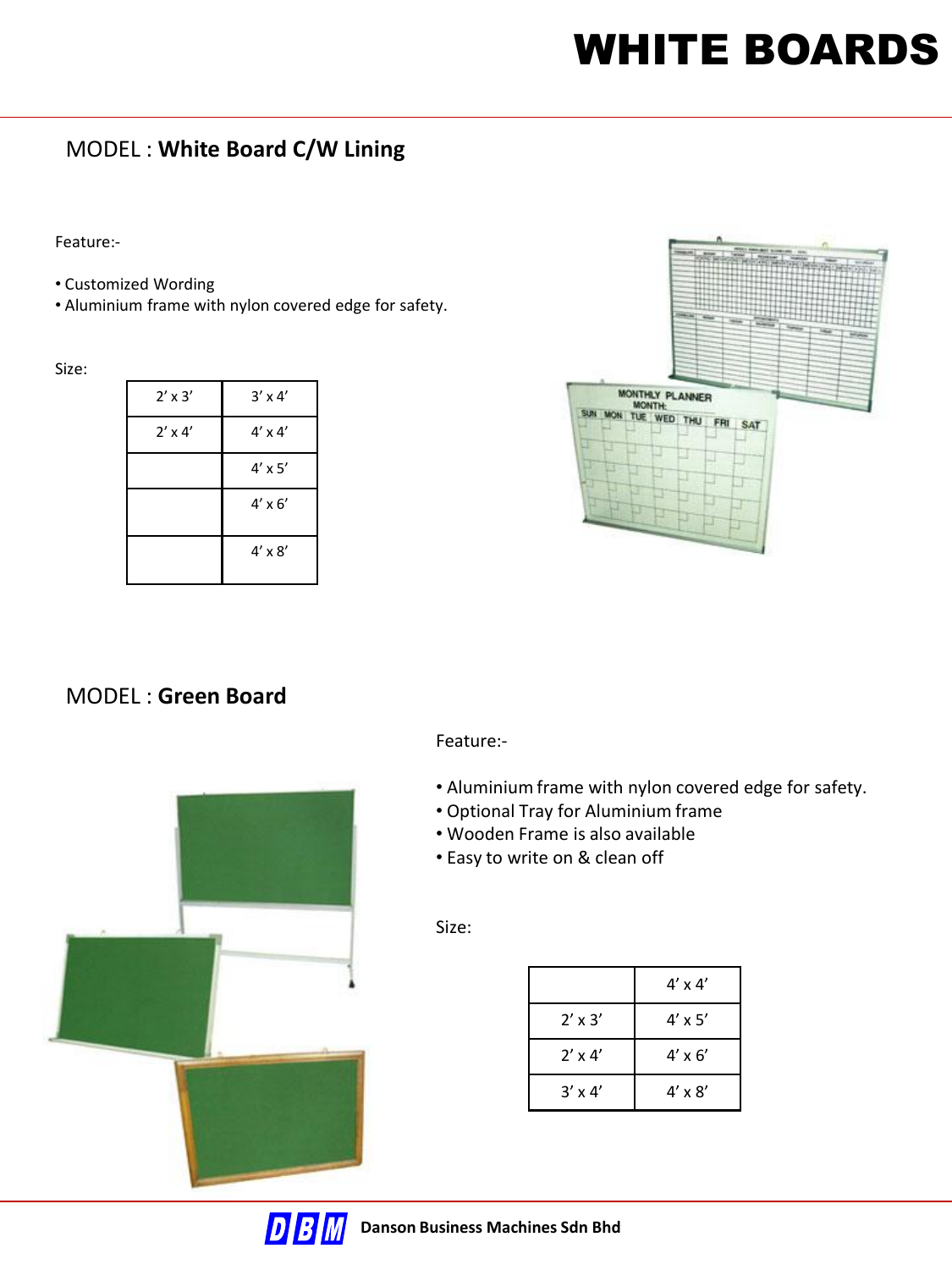# WHITE BOARDS

## MODEL : **White Board C/W Lining**

Feature:-

- Customized Wording
- Aluminium frame with nylon covered edge for safety.

Size:

| | |
|---|---|
| 2' x 3' | 3' x 4' |
| 2' x 4' | 4' x 4' |
| | 4' x 5' |
| | 4' x 6' |
| | 4' x 8' |

## MODEL : **Green Board**

Feature:-

- Aluminium frame with nylon covered edge for safety.
- Optional Tray for Aluminium frame
- Wooden Frame is also available
- Easy to write on & clean off

Size:

| | |
|---|---|
| | 4' x 4' |
| 2' x 3' | 4' x 5' |
| 2' x 4' | 4' x 6' |
| 3' x 4' | 4' x 8' |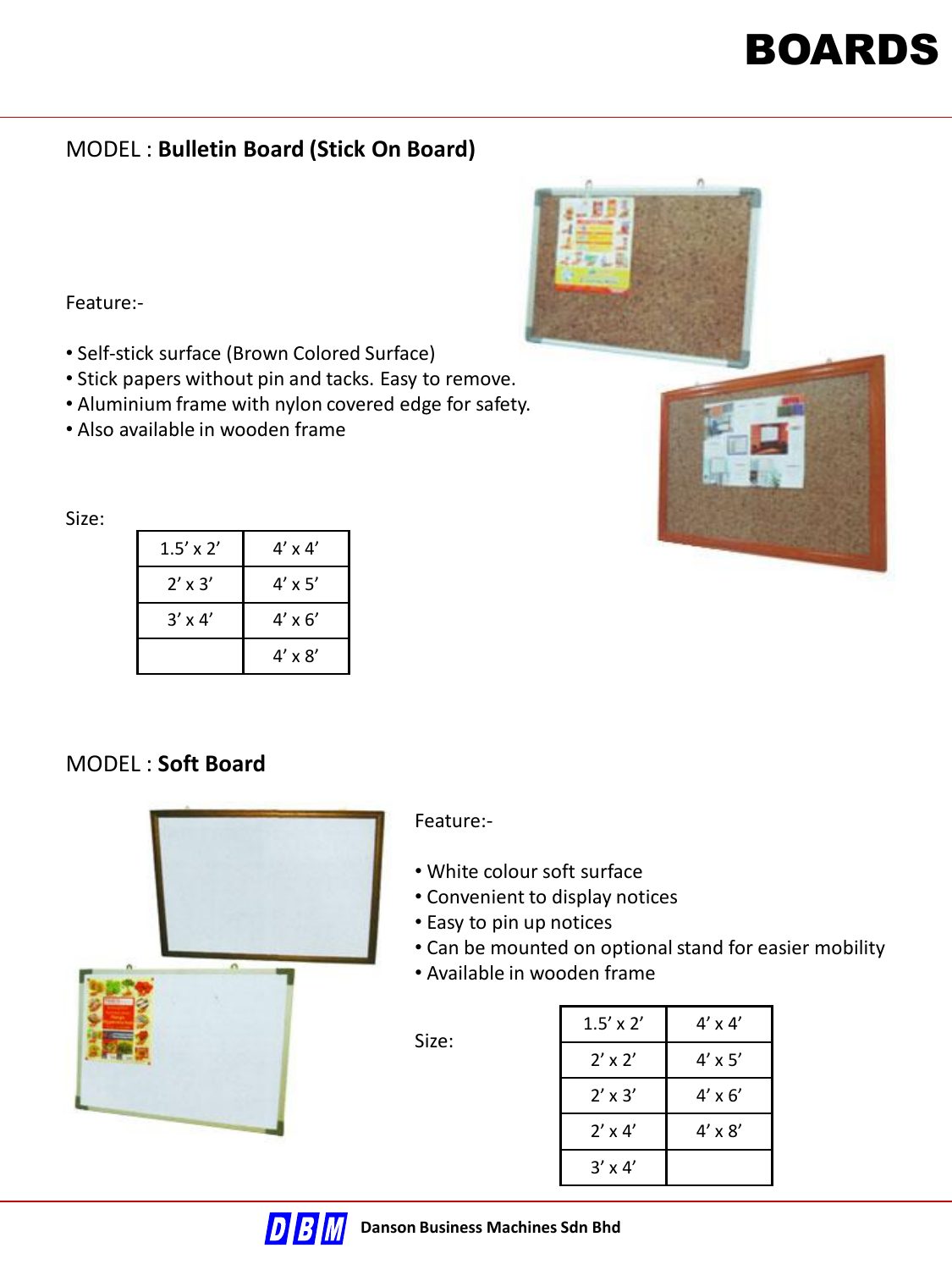# BOARDS

## MODEL : **Bulletin Board (Stick On Board)**

Feature:-

- Self-stick surface (Brown Colored Surface)
- Stick papers without pin and tacks. Easy to remove.
- Aluminium frame with nylon covered edge for safety.
- Also available in wooden frame

Size:

| | |
|---|---|
| 1.5’ x 2’ | 4’ x 4’ |
| 2’ x 3’ | 4’ x 5’ |
| 3’ x 4’ | 4’ x 6’ |
| | 4’ x 8’ |

## MODEL : **Soft Board**

Feature:-

- White colour soft surface
- Convenient to display notices
- Easy to pin up notices
- Can be mounted on optional stand for easier mobility
- Available in wooden frame

Size:

| | |
|---|---|
| 1.5’ x 2’ | 4’ x 4’ |
| 2’ x 2’ | 4’ x 5’ |
| 2’ x 3’ | 4’ x 6’ |
| 2’ x 4’ | 4’ x 8’ |
| 3’ x 4’ | |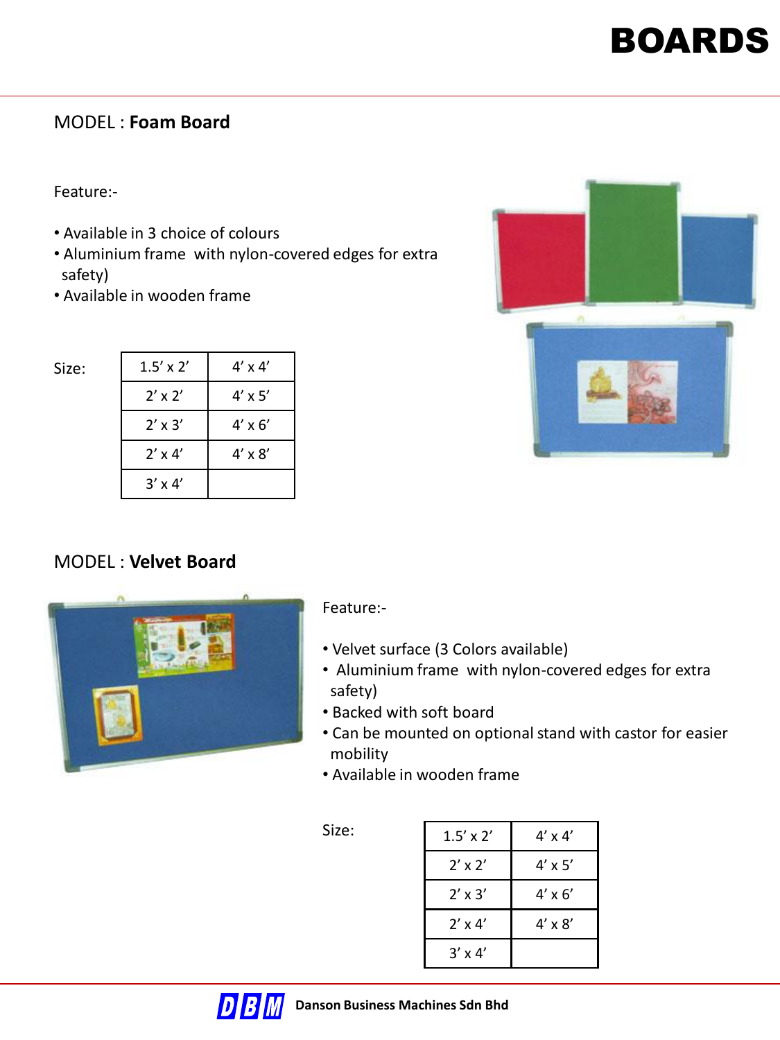# BOARDS

MODEL : **Foam Board**

Feature:-

- Available in 3 choice of colours
- Aluminium frame with nylon-covered edges for extra safety)
- Available in wooden frame

Size:

| | |
|---|---|
| 1.5' x 2' | 4' x 4' |
| 2' x 2' | 4' x 5' |
| 2' x 3' | 4' x 6' |
| 2' x 4' | 4' x 8' |
| 3' x 4' | |

MODEL : **Velvet Board**

Feature:-

- Velvet surface (3 Colors available)
- Aluminium frame with nylon-covered edges for extra safety)
- Backed with soft board
- Can be mounted on optional stand with castor for easier mobility
- Available in wooden frame

Size:

| | |
|---|---|
| 1.5' x 2' | 4' x 4' |
| 2' x 2' | 4' x 5' |
| 2' x 3' | 4' x 6' |
| 2' x 4' | 4' x 8' |
| 3' x 4' | |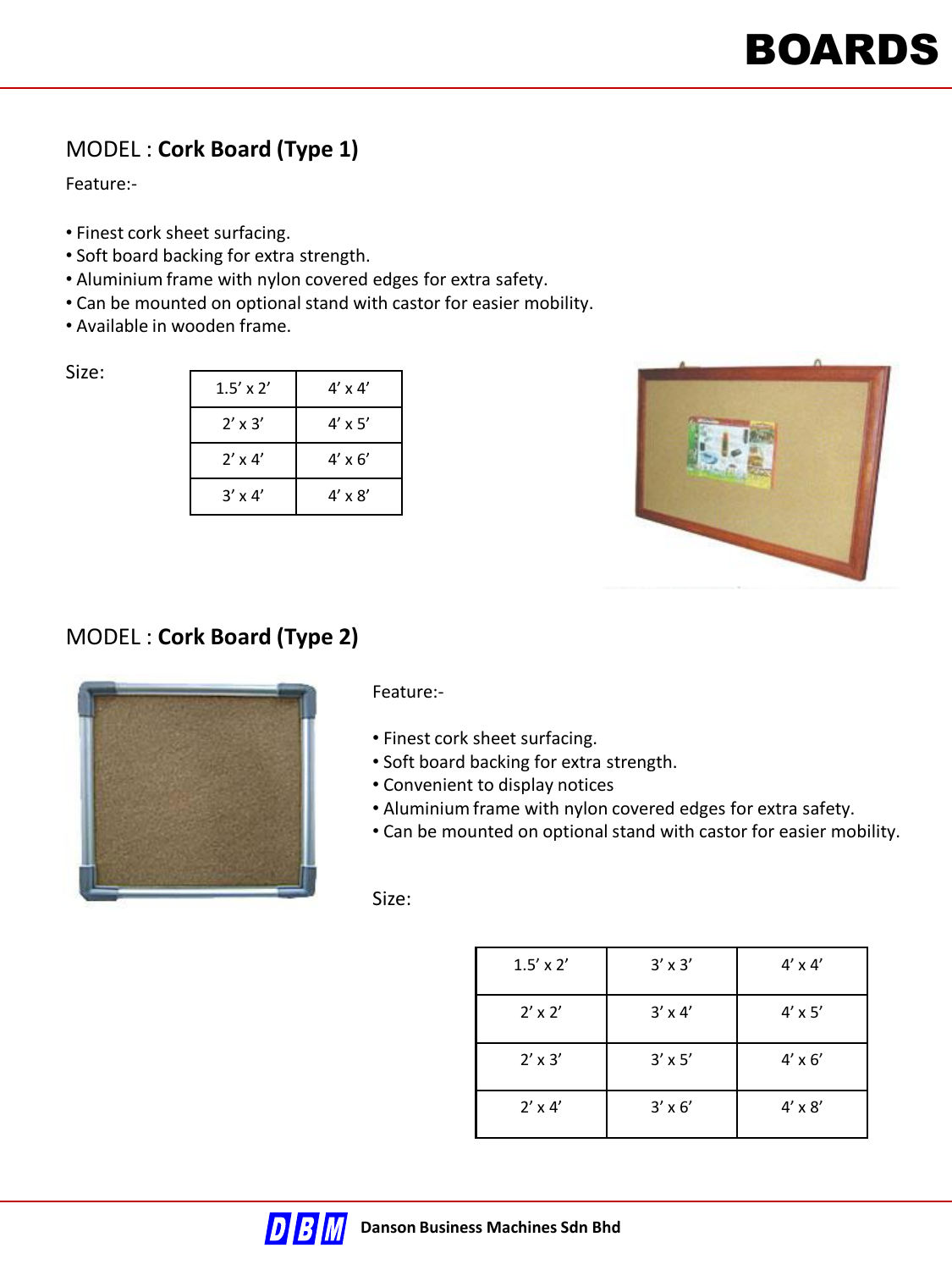# BOARDS

## MODEL : **Cork Board (Type 1)**

Feature:-

- Finest cork sheet surfacing.
- Soft board backing for extra strength.
- Aluminium frame with nylon covered edges for extra safety.
- Can be mounted on optional stand with castor for easier mobility.
- Available in wooden frame.

Size:

| | |
|---|---|
| 1.5’ x 2’ | 4’ x 4’ |
| 2’ x 3’ | 4’ x 5’ |
| 2’ x 4’ | 4’ x 6’ |
| 3’ x 4’ | 4’ x 8’ |

## MODEL : **Cork Board (Type 2)**

Feature:-

- Finest cork sheet surfacing.
- Soft board backing for extra strength.
- Convenient to display notices
- Aluminium frame with nylon covered edges for extra safety.
- Can be mounted on optional stand with castor for easier mobility.

Size:

| | | |
|---|---|---|
| 1.5’ x 2’ | 3’ x 3’ | 4’ x 4’ |
| 2’ x 2’ | 3’ x 4’ | 4’ x 5’ |
| 2’ x 3’ | 3’ x 5’ | 4’ x 6’ |
| 2’ x 4’ | 3’ x 6’ | 4’ x 8’ |

DBM **Danson Business Machines Sdn Bhd**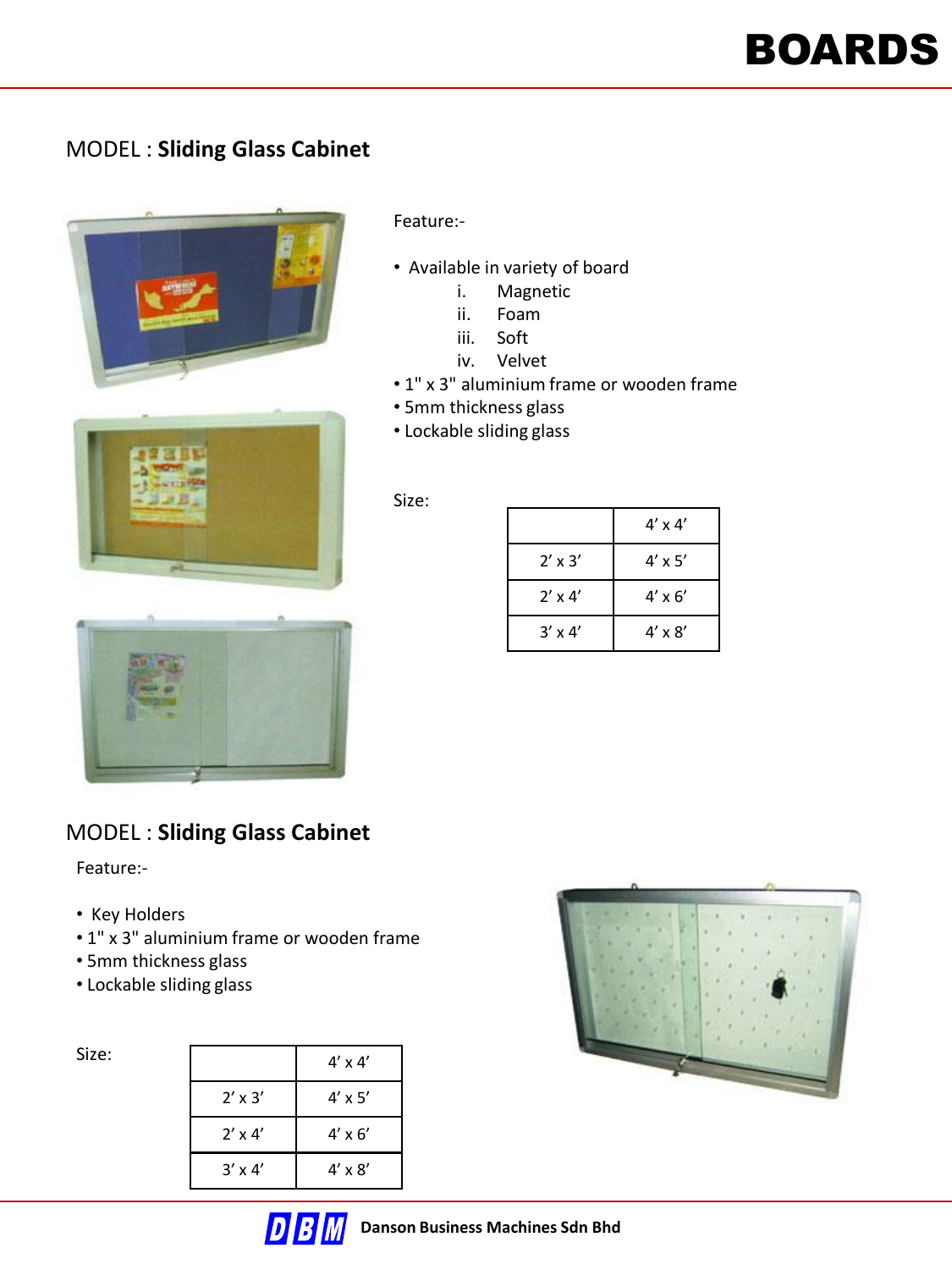# BOARDS

## MODEL : **Sliding Glass Cabinet**

Feature:-

- Available in variety of board
  - i. Magnetic
  - ii. Foam
  - iii. Soft
  - iv. Velvet
- 1" x 3" aluminium frame or wooden frame
- 5mm thickness glass
- Lockable sliding glass

Size:

| | 4’ x 4’ |
|---|---|
| 2’ x 3’ | 4’ x 5’ |
| 2’ x 4’ | 4’ x 6’ |
| 3’ x 4’ | 4’ x 8’ |

## MODEL : **Sliding Glass Cabinet**

Feature:-

- Key Holders
- 1" x 3" aluminium frame or wooden frame
- 5mm thickness glass
- Lockable sliding glass

Size:

| | 4’ x 4’ |
|---|---|
| 2’ x 3’ | 4’ x 5’ |
| 2’ x 4’ | 4’ x 6’ |
| 3’ x 4’ | 4’ x 8’ |

**Danson Business Machines Sdn Bhd**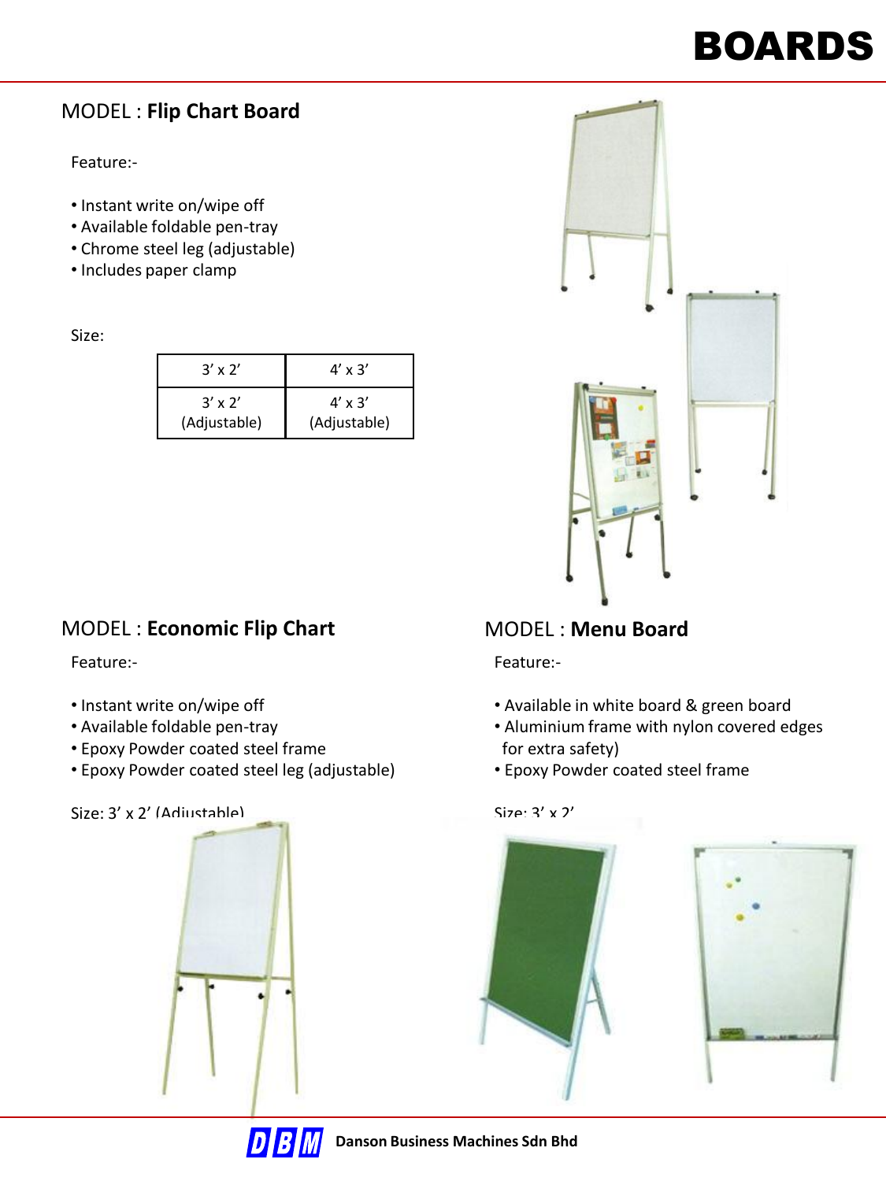# BOARDS

## MODEL : **Flip Chart Board**

Feature:-

- Instant write on/wipe off
- Available foldable pen-tray
- Chrome steel leg (adjustable)
- Includes paper clamp

Size:

| 3' x 2' | 4' x 3' |
|---|---|
| 3' x 2' (Adjustable) | 4' x 3' (Adjustable) |

## MODEL : **Economic Flip Chart**

Feature:-

- Instant write on/wipe off
- Available foldable pen-tray
- Epoxy Powder coated steel frame
- Epoxy Powder coated steel leg (adjustable)

Size: 3' x 2' (Adjustable)

## MODEL : **Menu Board**

Feature:-

- Available in white board & green board
- Aluminium frame with nylon covered edges for extra safety)
- Epoxy Powder coated steel frame

Size: 3' x 2'

**Danson Business Machines Sdn Bhd**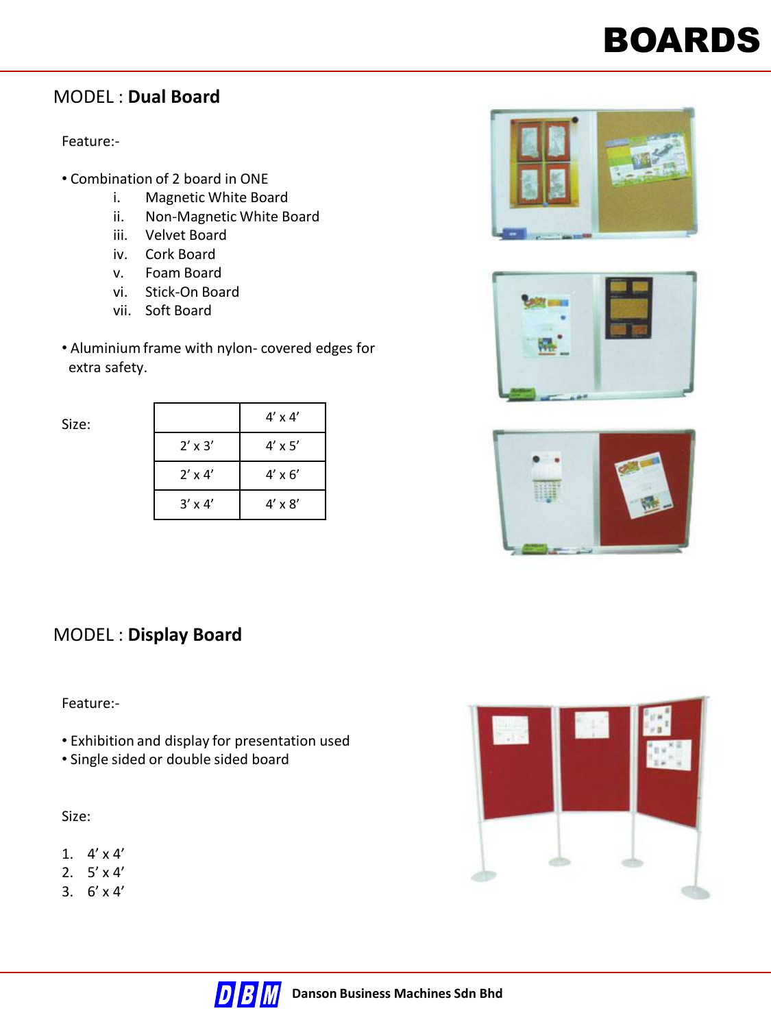# BOARDS

## MODEL : **Dual Board**

Feature:-

- Combination of 2 board in ONE
  1. Magnetic White Board
  2. Non-Magnetic White Board
  3. Velvet Board
  4. Cork Board
  5. Foam Board
  6. Stick-On Board
  7. Soft Board
- Aluminium frame with nylon- covered edges for extra safety.

Size:

| | 4' x 4' |
|---|---|
| 2' x 3' | 4' x 5' |
| 2' x 4' | 4' x 6' |
| 3' x 4' | 4' x 8' |

## MODEL : **Display Board**

Feature:-

- Exhibition and display for presentation used
- Single sided or double sided board

Size:

1. 4' x 4'
2. 5' x 4'
3. 6' x 4'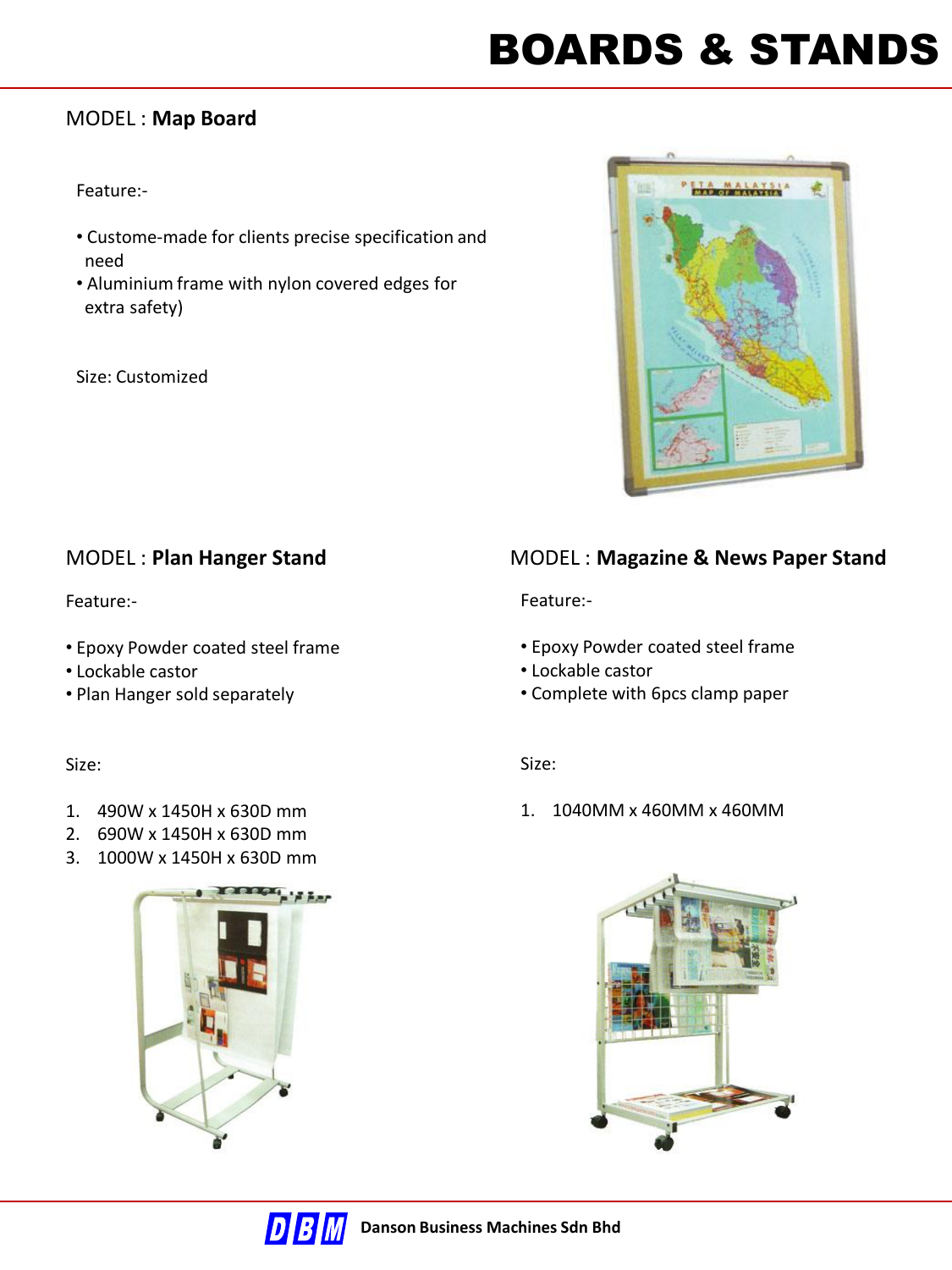# BOARDS & STANDS

## MODEL : **Map Board**

Feature:-

- Custome-made for clients precise specification and need
- Aluminium frame with nylon covered edges for extra safety)

Size: Customized

## MODEL : **Plan Hanger Stand**

Feature:-

- Epoxy Powder coated steel frame
- Lockable castor
- Plan Hanger sold separately

Size:

1. 490W x 1450H x 630D mm
2. 690W x 1450H x 630D mm
3. 1000W x 1450H x 630D mm

## MODEL : **Magazine & News Paper Stand**

Feature:-

- Epoxy Powder coated steel frame
- Lockable castor
- Complete with 6pcs clamp paper

Size:

1. 1040MM x 460MM x 460MM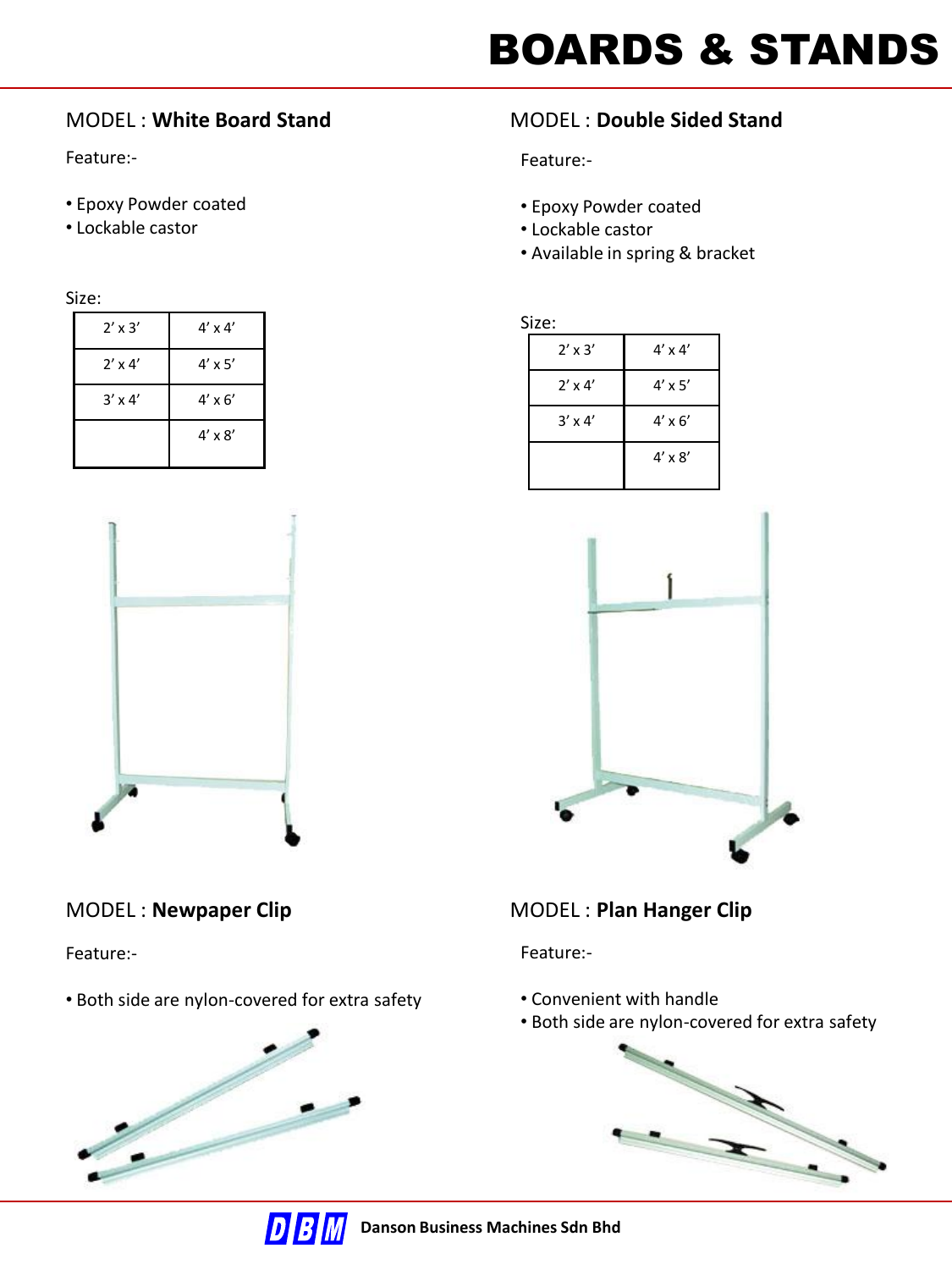# BOARDS & STANDS

## MODEL : **White Board Stand**

Feature:-

- Epoxy Powder coated
- Lockable castor

Size:

| | |
|---|---|
| 2' x 3' | 4' x 4' |
| 2' x 4' | 4' x 5' |
| 3' x 4' | 4' x 6' |
| | 4' x 8' |

## MODEL : **Double Sided Stand**

Feature:-

- Epoxy Powder coated
- Lockable castor
- Available in spring & bracket

Size:

| | |
|---|---|
| 2' x 3' | 4' x 4' |
| 2' x 4' | 4' x 5' |
| 3' x 4' | 4' x 6' |
| | 4' x 8' |

## MODEL : **Newpaper Clip**

Feature:-

- Both side are nylon-covered for extra safety

## MODEL : **Plan Hanger Clip**

Feature:-

- Convenient with handle
- Both side are nylon-covered for extra safety

**Danson Business Machines Sdn Bhd**